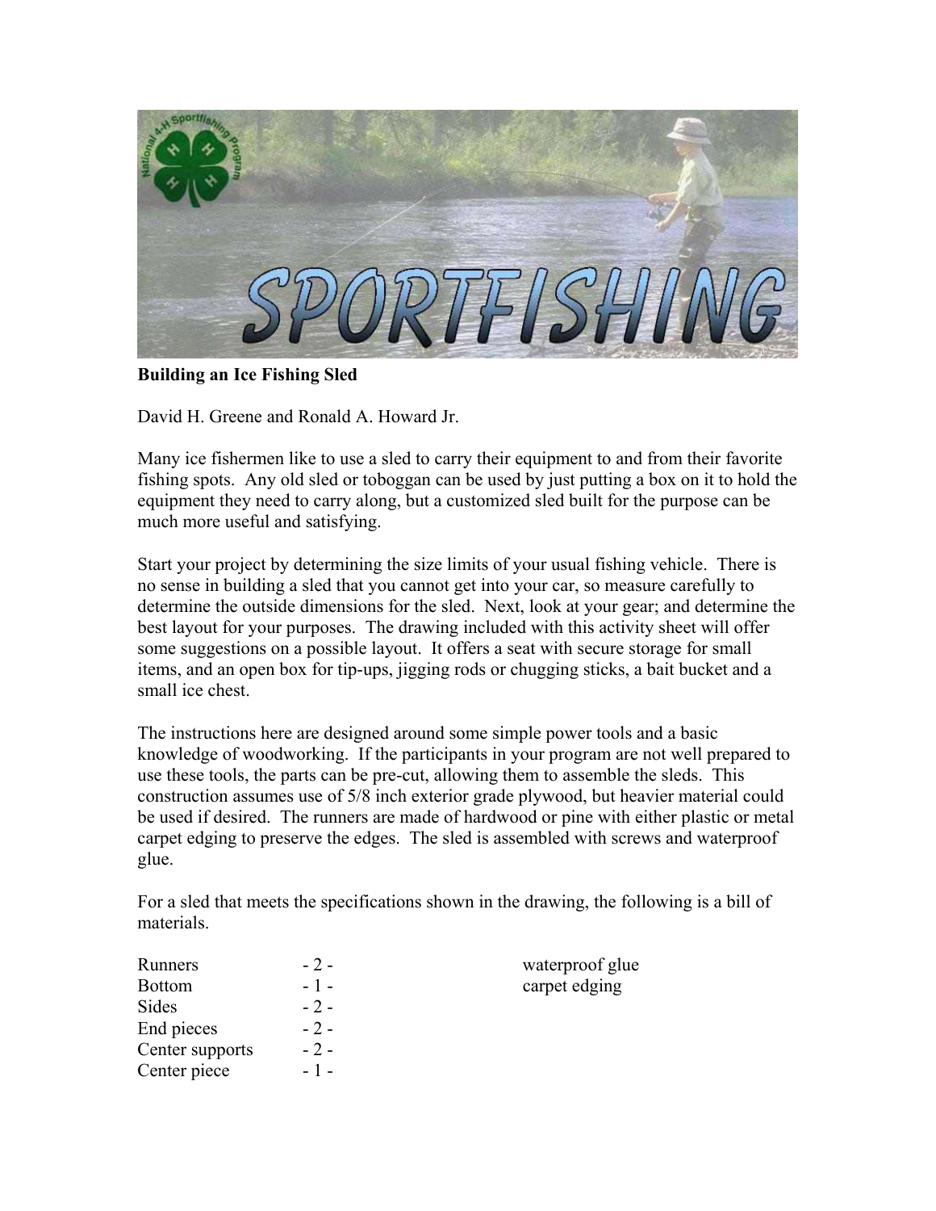**Building an Ice Fishing Sled**

David H. Greene and Ronald A. Howard Jr.

Many ice fishermen like to use a sled to carry their equipment to and from their favorite fishing spots. Any old sled or toboggan can be used by just putting a box on it to hold the equipment they need to carry along, but a customized sled built for the purpose can be much more useful and satisfying.

Start your project by determining the size limits of your usual fishing vehicle. There is no sense in building a sled that you cannot get into your car, so measure carefully to determine the outside dimensions for the sled. Next, look at your gear; and determine the best layout for your purposes. The drawing included with this activity sheet will offer some suggestions on a possible layout. It offers a seat with secure storage for small items, and an open box for tip-ups, jigging rods or chugging sticks, a bait bucket and a small ice chest.

The instructions here are designed around some simple power tools and a basic knowledge of woodworking. If the participants in your program are not well prepared to use these tools, the parts can be pre-cut, allowing them to assemble the sleds. This construction assumes use of 5/8 inch exterior grade plywood, but heavier material could be used if desired. The runners are made of hardwood or pine with either plastic or metal carpet edging to preserve the edges. The sled is assembled with screws and waterproof glue.

For a sled that meets the specifications shown in the drawing, the following is a bill of materials.

| | | |
|---|---|---|
| Runners | - 2 - | waterproof glue |
| Bottom | - 1 - | carpet edging |
| Sides | - 2 - | |
| End pieces | - 2 - | |
| Center supports | - 2 - | |
| Center piece | - 1 - | |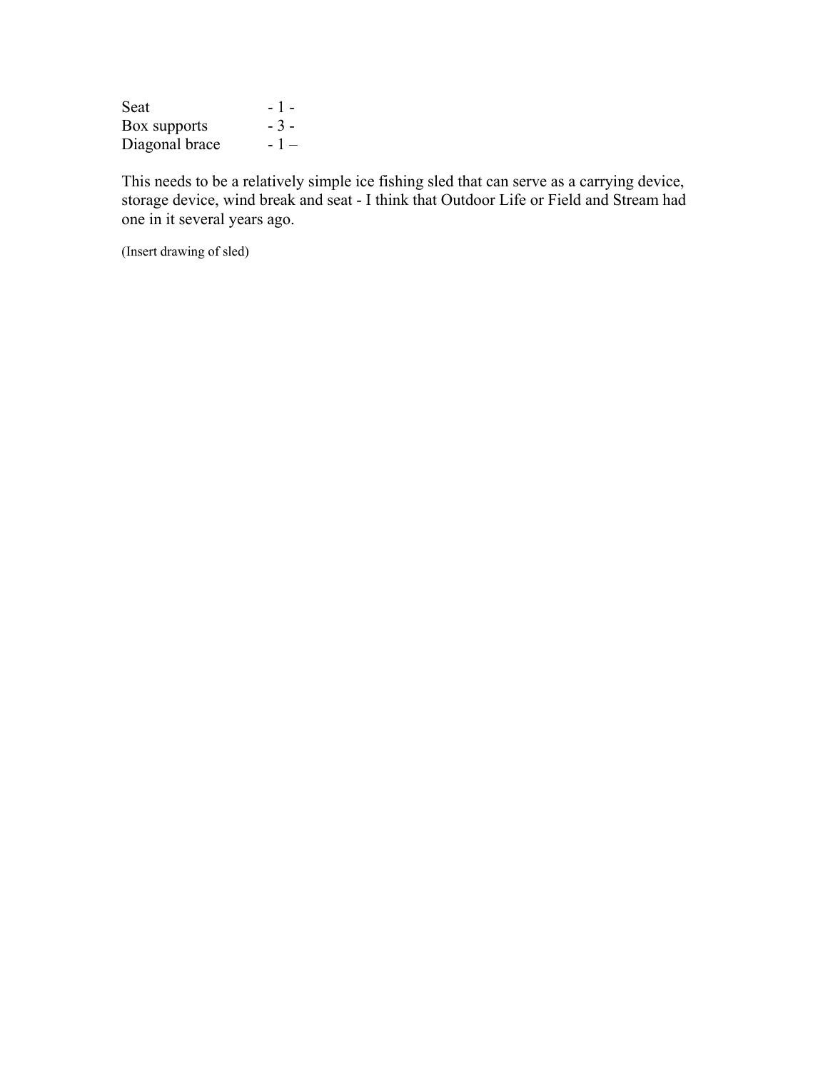| | |
|---|---|
| Seat | - 1 - |
| Box supports | - 3 - |
| Diagonal brace | - 1 – |

This needs to be a relatively simple ice fishing sled that can serve as a carrying device, storage device, wind break and seat - I think that Outdoor Life or Field and Stream had one in it several years ago.

(Insert drawing of sled)